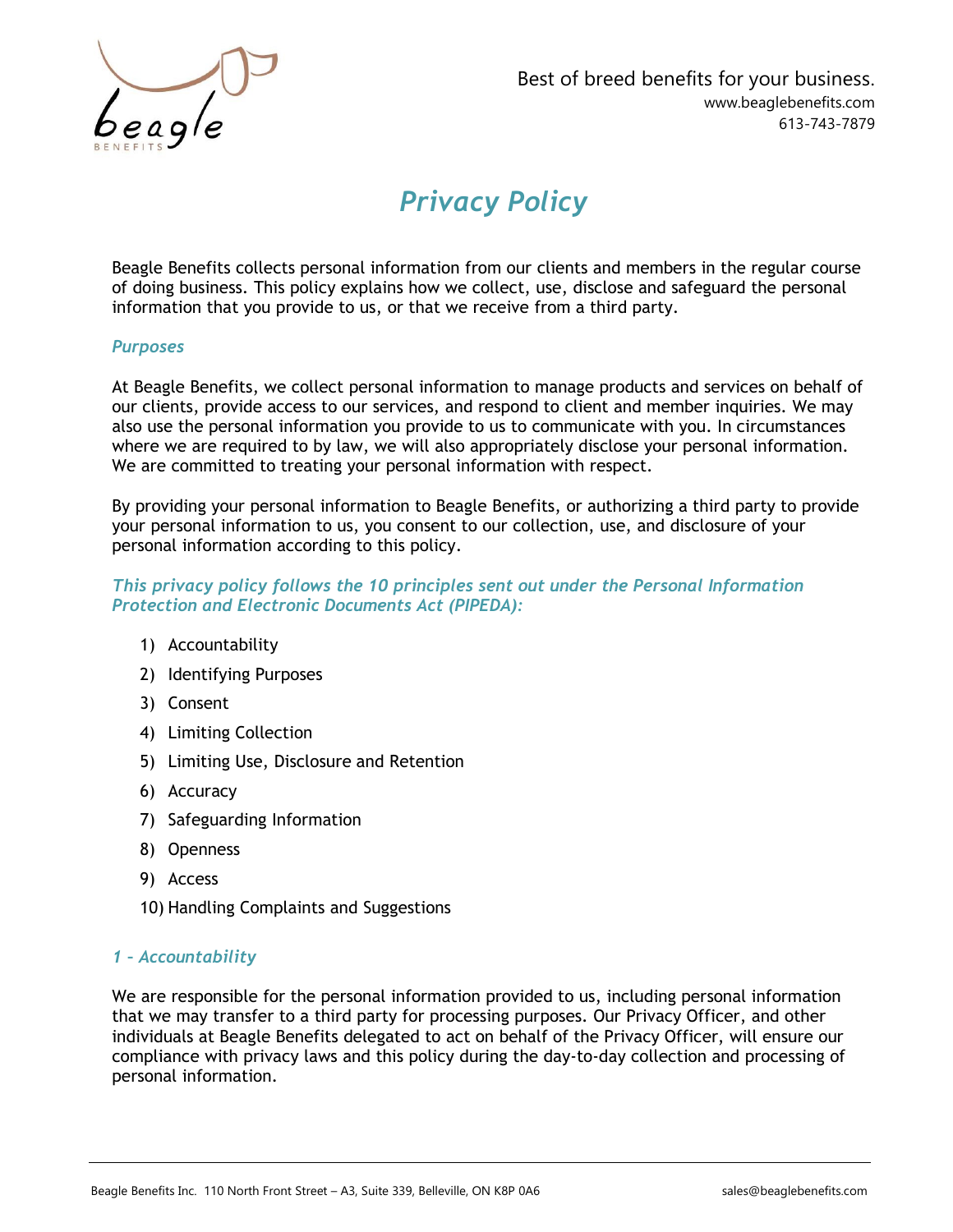Best of breed benefits for your business.
www.beaglebenefits.com
613-743-7879

# *Privacy Policy*

Beagle Benefits collects personal information from our clients and members in the regular course of doing business. This policy explains how we collect, use, disclose and safeguard the personal information that you provide to us, or that we receive from a third party.

### *Purposes*

At Beagle Benefits, we collect personal information to manage products and services on behalf of our clients, provide access to our services, and respond to client and member inquiries. We may also use the personal information you provide to us to communicate with you. In circumstances where we are required to by law, we will also appropriately disclose your personal information. We are committed to treating your personal information with respect.

By providing your personal information to Beagle Benefits, or authorizing a third party to provide your personal information to us, you consent to our collection, use, and disclosure of your personal information according to this policy.

### *This privacy policy follows the 10 principles sent out under the Personal Information Protection and Electronic Documents Act (PIPEDA):*

1) Accountability
2) Identifying Purposes
3) Consent
4) Limiting Collection
5) Limiting Use, Disclosure and Retention
6) Accuracy
7) Safeguarding Information
8) Openness
9) Access
10) Handling Complaints and Suggestions

### *1 – Accountability*

We are responsible for the personal information provided to us, including personal information that we may transfer to a third party for processing purposes. Our Privacy Officer, and other individuals at Beagle Benefits delegated to act on behalf of the Privacy Officer, will ensure our compliance with privacy laws and this policy during the day-to-day collection and processing of personal information.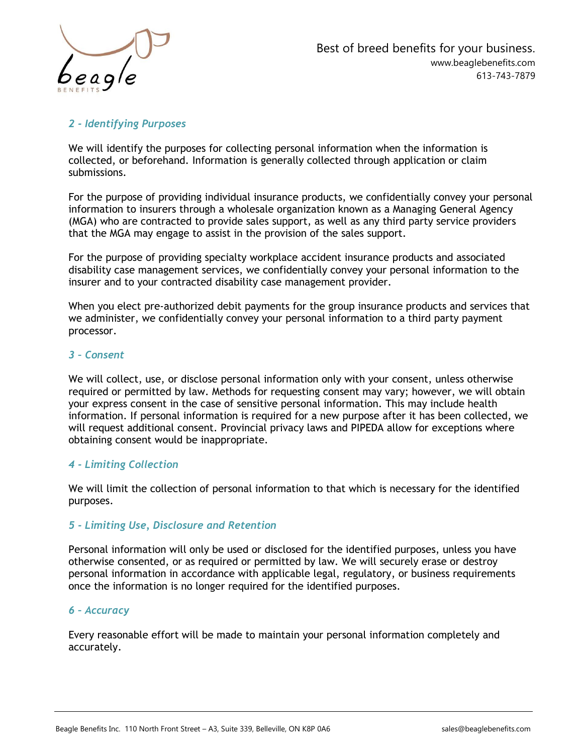### *2 - Identifying Purposes*

We will identify the purposes for collecting personal information when the information is collected, or beforehand. Information is generally collected through application or claim submissions.

For the purpose of providing individual insurance products, we confidentially convey your personal information to insurers through a wholesale organization known as a Managing General Agency (MGA) who are contracted to provide sales support, as well as any third party service providers that the MGA may engage to assist in the provision of the sales support.

For the purpose of providing specialty workplace accident insurance products and associated disability case management services, we confidentially convey your personal information to the insurer and to your contracted disability case management provider.

When you elect pre-authorized debit payments for the group insurance products and services that we administer, we confidentially convey your personal information to a third party payment processor.

### *3 - Consent*

We will collect, use, or disclose personal information only with your consent, unless otherwise required or permitted by law. Methods for requesting consent may vary; however, we will obtain your express consent in the case of sensitive personal information. This may include health information. If personal information is required for a new purpose after it has been collected, we will request additional consent. Provincial privacy laws and PIPEDA allow for exceptions where obtaining consent would be inappropriate.

### *4 - Limiting Collection*

We will limit the collection of personal information to that which is necessary for the identified purposes.

### *5 - Limiting Use, Disclosure and Retention*

Personal information will only be used or disclosed for the identified purposes, unless you have otherwise consented, or as required or permitted by law. We will securely erase or destroy personal information in accordance with applicable legal, regulatory, or business requirements once the information is no longer required for the identified purposes.

### *6 - Accuracy*

Every reasonable effort will be made to maintain your personal information completely and accurately.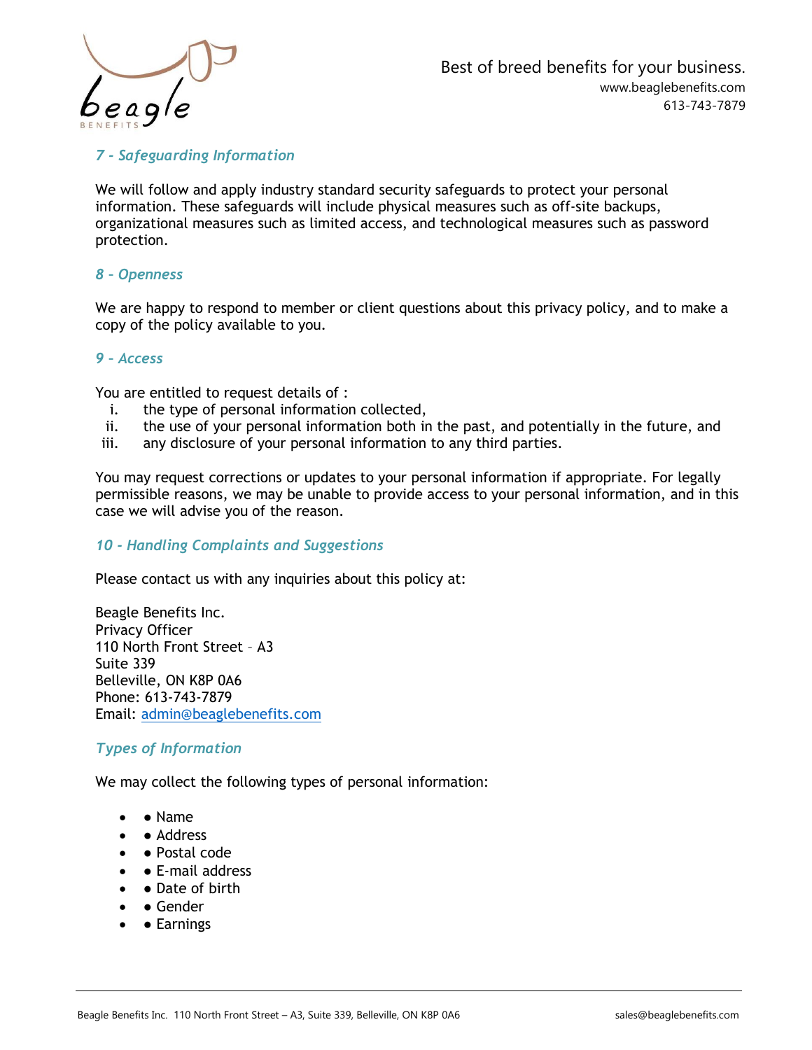### *7 - Safeguarding Information*

We will follow and apply industry standard security safeguards to protect your personal information. These safeguards will include physical measures such as off-site backups, organizational measures such as limited access, and technological measures such as password protection.

### *8 - Openness*

We are happy to respond to member or client questions about this privacy policy, and to make a copy of the policy available to you.

### *9 - Access*

You are entitled to request details of :

i. the type of personal information collected,
ii. the use of your personal information both in the past, and potentially in the future, and
iii. any disclosure of your personal information to any third parties.

You may request corrections or updates to your personal information if appropriate. For legally permissible reasons, we may be unable to provide access to your personal information, and in this case we will advise you of the reason.

### *10 - Handling Complaints and Suggestions*

Please contact us with any inquiries about this policy at:

Beagle Benefits Inc.
Privacy Officer
110 North Front Street – A3
Suite 339
Belleville, ON K8P 0A6
Phone: 613-743-7879
Email: admin@beaglebenefits.com

### *Types of Information*

We may collect the following types of personal information:

- ● Name
- ● Address
- ● Postal code
- ● E-mail address
- ● Date of birth
- ● Gender
- ● Earnings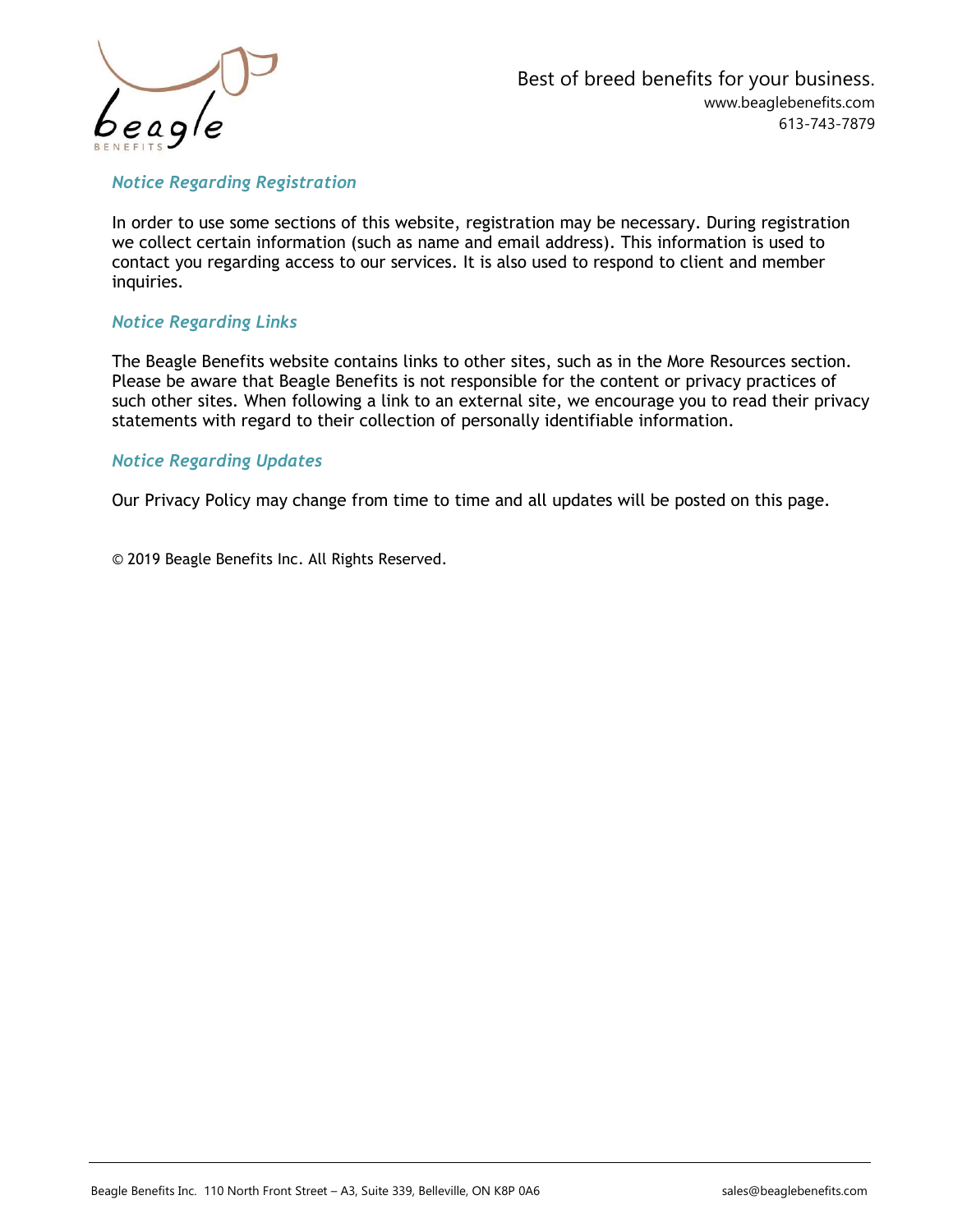### *Notice Regarding Registration*

In order to use some sections of this website, registration may be necessary. During registration we collect certain information (such as name and email address). This information is used to contact you regarding access to our services. It is also used to respond to client and member inquiries.

### *Notice Regarding Links*

The Beagle Benefits website contains links to other sites, such as in the More Resources section. Please be aware that Beagle Benefits is not responsible for the content or privacy practices of such other sites. When following a link to an external site, we encourage you to read their privacy statements with regard to their collection of personally identifiable information.

### *Notice Regarding Updates*

Our Privacy Policy may change from time to time and all updates will be posted on this page.

© 2019 Beagle Benefits Inc. All Rights Reserved.